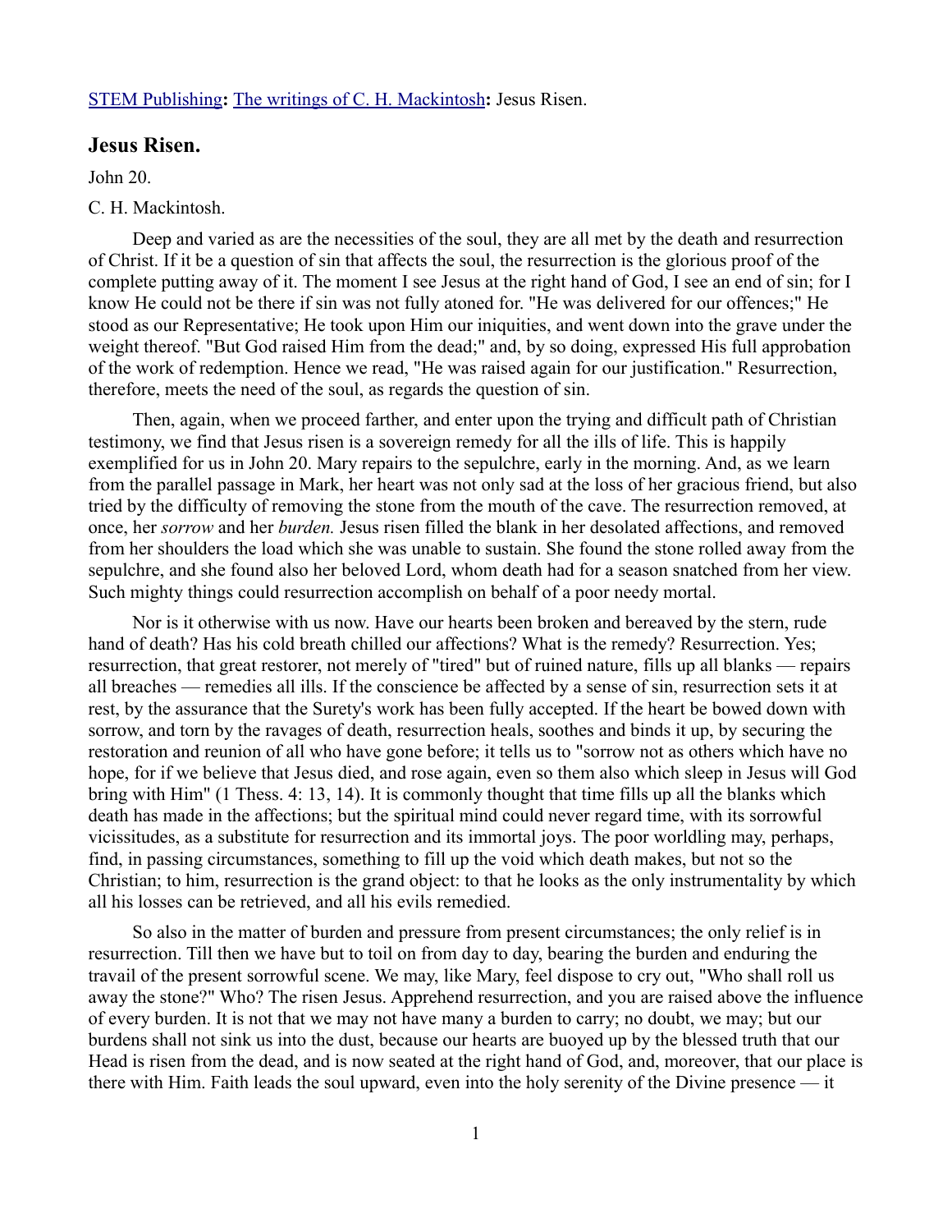STEM Publishing**:** The writings of C. H. Mackintosh**:** Jesus Risen.

## Jesus Risen.

John 20.

C. H. Mackintosh.

Deep and varied as are the necessities of the soul, they are all met by the death and resurrection of Christ. If it be a question of sin that affects the soul, the resurrection is the glorious proof of the complete putting away of it. The moment I see Jesus at the right hand of God, I see an end of sin; for I know He could not be there if sin was not fully atoned for. "He was delivered for our offences;" He stood as our Representative; He took upon Him our iniquities, and went down into the grave under the weight thereof. "But God raised Him from the dead;" and, by so doing, expressed His full approbation of the work of redemption. Hence we read, "He was raised again for our justification." Resurrection, therefore, meets the need of the soul, as regards the question of sin.

Then, again, when we proceed farther, and enter upon the trying and difficult path of Christian testimony, we find that Jesus risen is a sovereign remedy for all the ills of life. This is happily exemplified for us in John 20. Mary repairs to the sepulchre, early in the morning. And, as we learn from the parallel passage in Mark, her heart was not only sad at the loss of her gracious friend, but also tried by the difficulty of removing the stone from the mouth of the cave. The resurrection removed, at once, her *sorrow* and her *burden.* Jesus risen filled the blank in her desolated affections, and removed from her shoulders the load which she was unable to sustain. She found the stone rolled away from the sepulchre, and she found also her beloved Lord, whom death had for a season snatched from her view. Such mighty things could resurrection accomplish on behalf of a poor needy mortal.

Nor is it otherwise with us now. Have our hearts been broken and bereaved by the stern, rude hand of death? Has his cold breath chilled our affections? What is the remedy? Resurrection. Yes; resurrection, that great restorer, not merely of "tired" but of ruined nature, fills up all blanks — repairs all breaches — remedies all ills. If the conscience be affected by a sense of sin, resurrection sets it at rest, by the assurance that the Surety's work has been fully accepted. If the heart be bowed down with sorrow, and torn by the ravages of death, resurrection heals, soothes and binds it up, by securing the restoration and reunion of all who have gone before; it tells us to "sorrow not as others which have no hope, for if we believe that Jesus died, and rose again, even so them also which sleep in Jesus will God bring with Him" (1 Thess. 4: 13, 14). It is commonly thought that time fills up all the blanks which death has made in the affections; but the spiritual mind could never regard time, with its sorrowful vicissitudes, as a substitute for resurrection and its immortal joys. The poor worldling may, perhaps, find, in passing circumstances, something to fill up the void which death makes, but not so the Christian; to him, resurrection is the grand object: to that he looks as the only instrumentality by which all his losses can be retrieved, and all his evils remedied.

So also in the matter of burden and pressure from present circumstances; the only relief is in resurrection. Till then we have but to toil on from day to day, bearing the burden and enduring the travail of the present sorrowful scene. We may, like Mary, feel dispose to cry out, "Who shall roll us away the stone?" Who? The risen Jesus. Apprehend resurrection, and you are raised above the influence of every burden. It is not that we may not have many a burden to carry; no doubt, we may; but our burdens shall not sink us into the dust, because our hearts are buoyed up by the blessed truth that our Head is risen from the dead, and is now seated at the right hand of God, and, moreover, that our place is there with Him. Faith leads the soul upward, even into the holy serenity of the Divine presence — it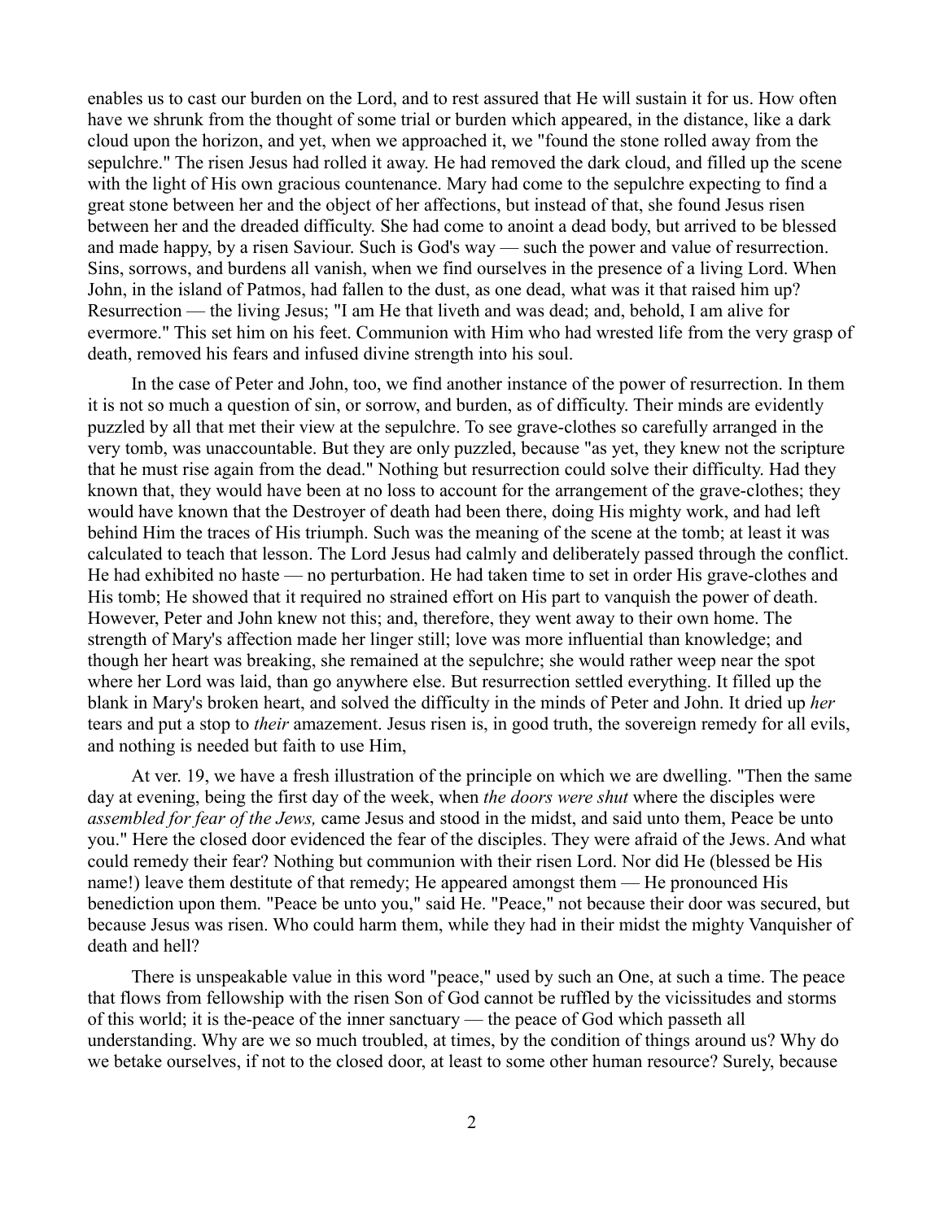enables us to cast our burden on the Lord, and to rest assured that He will sustain it for us. How often have we shrunk from the thought of some trial or burden which appeared, in the distance, like a dark cloud upon the horizon, and yet, when we approached it, we "found the stone rolled away from the sepulchre." The risen Jesus had rolled it away. He had removed the dark cloud, and filled up the scene with the light of His own gracious countenance. Mary had come to the sepulchre expecting to find a great stone between her and the object of her affections, but instead of that, she found Jesus risen between her and the dreaded difficulty. She had come to anoint a dead body, but arrived to be blessed and made happy, by a risen Saviour. Such is God's way — such the power and value of resurrection. Sins, sorrows, and burdens all vanish, when we find ourselves in the presence of a living Lord. When John, in the island of Patmos, had fallen to the dust, as one dead, what was it that raised him up? Resurrection — the living Jesus; "I am He that liveth and was dead; and, behold, I am alive for evermore." This set him on his feet. Communion with Him who had wrested life from the very grasp of death, removed his fears and infused divine strength into his soul.

In the case of Peter and John, too, we find another instance of the power of resurrection. In them it is not so much a question of sin, or sorrow, and burden, as of difficulty. Their minds are evidently puzzled by all that met their view at the sepulchre. To see grave-clothes so carefully arranged in the very tomb, was unaccountable. But they are only puzzled, because "as yet, they knew not the scripture that he must rise again from the dead." Nothing but resurrection could solve their difficulty. Had they known that, they would have been at no loss to account for the arrangement of the grave-clothes; they would have known that the Destroyer of death had been there, doing His mighty work, and had left behind Him the traces of His triumph. Such was the meaning of the scene at the tomb; at least it was calculated to teach that lesson. The Lord Jesus had calmly and deliberately passed through the conflict. He had exhibited no haste — no perturbation. He had taken time to set in order His grave-clothes and His tomb; He showed that it required no strained effort on His part to vanquish the power of death. However, Peter and John knew not this; and, therefore, they went away to their own home. The strength of Mary's affection made her linger still; love was more influential than knowledge; and though her heart was breaking, she remained at the sepulchre; she would rather weep near the spot where her Lord was laid, than go anywhere else. But resurrection settled everything. It filled up the blank in Mary's broken heart, and solved the difficulty in the minds of Peter and John. It dried up *her* tears and put a stop to *their* amazement. Jesus risen is, in good truth, the sovereign remedy for all evils, and nothing is needed but faith to use Him,

At ver. 19, we have a fresh illustration of the principle on which we are dwelling. "Then the same day at evening, being the first day of the week, when *the doors were shut* where the disciples were *assembled for fear of the Jews,* came Jesus and stood in the midst, and said unto them, Peace be unto you." Here the closed door evidenced the fear of the disciples. They were afraid of the Jews. And what could remedy their fear? Nothing but communion with their risen Lord. Nor did He (blessed be His name!) leave them destitute of that remedy; He appeared amongst them — He pronounced His benediction upon them. "Peace be unto you," said He. "Peace," not because their door was secured, but because Jesus was risen. Who could harm them, while they had in their midst the mighty Vanquisher of death and hell?

There is unspeakable value in this word "peace," used by such an One, at such a time. The peace that flows from fellowship with the risen Son of God cannot be ruffled by the vicissitudes and storms of this world; it is the-peace of the inner sanctuary — the peace of God which passeth all understanding. Why are we so much troubled, at times, by the condition of things around us? Why do we betake ourselves, if not to the closed door, at least to some other human resource? Surely, because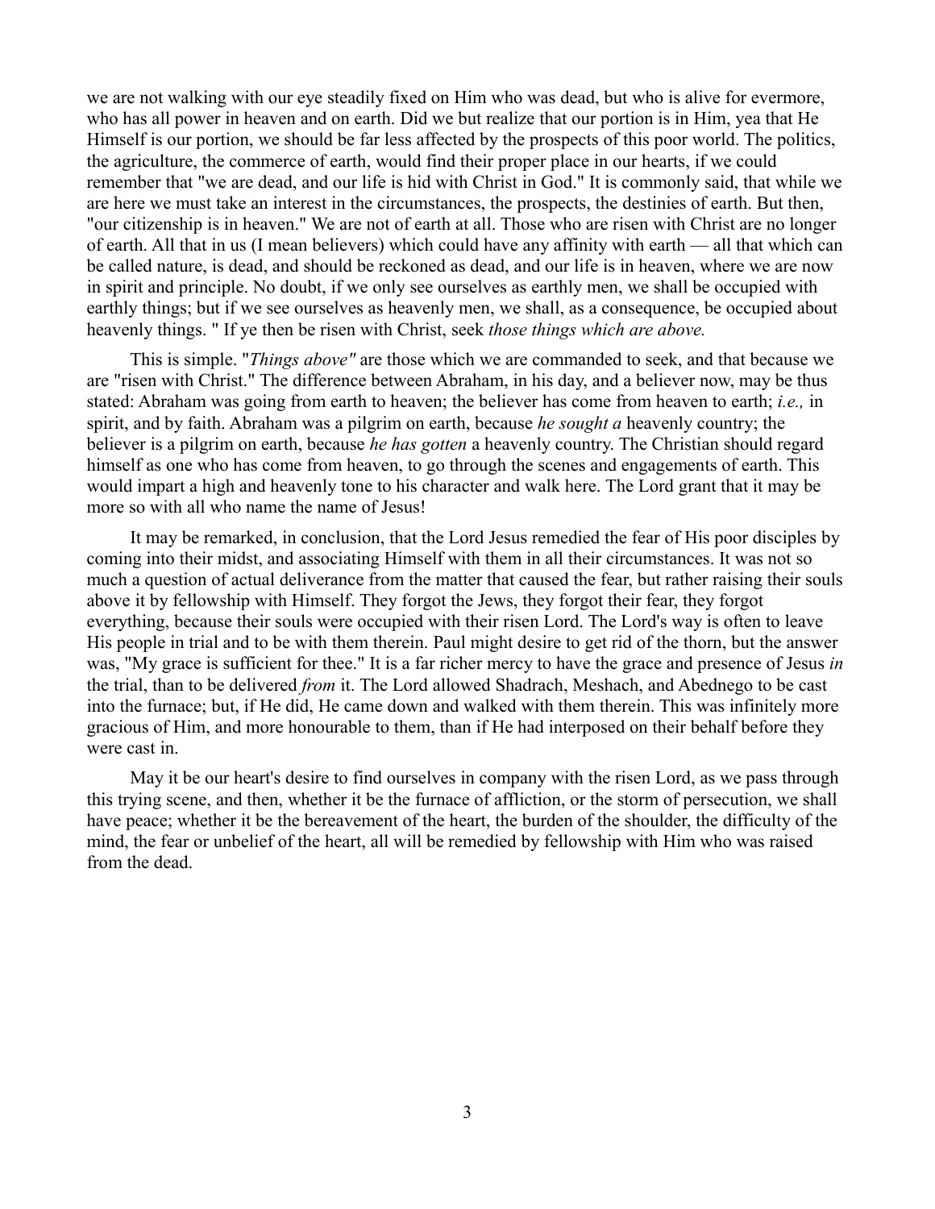we are not walking with our eye steadily fixed on Him who was dead, but who is alive for evermore, who has all power in heaven and on earth. Did we but realize that our portion is in Him, yea that He Himself is our portion, we should be far less affected by the prospects of this poor world. The politics, the agriculture, the commerce of earth, would find their proper place in our hearts, if we could remember that "we are dead, and our life is hid with Christ in God." It is commonly said, that while we are here we must take an interest in the circumstances, the prospects, the destinies of earth. But then, "our citizenship is in heaven." We are not of earth at all. Those who are risen with Christ are no longer of earth. All that in us (I mean believers) which could have any affinity with earth — all that which can be called nature, is dead, and should be reckoned as dead, and our life is in heaven, where we are now in spirit and principle. No doubt, if we only see ourselves as earthly men, we shall be occupied with earthly things; but if we see ourselves as heavenly men, we shall, as a consequence, be occupied about heavenly things. " If ye then be risen with Christ, seek *those things which are above.*

This is simple. "*Things above"* are those which we are commanded to seek, and that because we are "risen with Christ." The difference between Abraham, in his day, and a believer now, may be thus stated: Abraham was going from earth to heaven; the believer has come from heaven to earth; *i.e.,* in spirit, and by faith. Abraham was a pilgrim on earth, because *he sought a* heavenly country; the believer is a pilgrim on earth, because *he has gotten* a heavenly country. The Christian should regard himself as one who has come from heaven, to go through the scenes and engagements of earth. This would impart a high and heavenly tone to his character and walk here. The Lord grant that it may be more so with all who name the name of Jesus!

It may be remarked, in conclusion, that the Lord Jesus remedied the fear of His poor disciples by coming into their midst, and associating Himself with them in all their circumstances. It was not so much a question of actual deliverance from the matter that caused the fear, but rather raising their souls above it by fellowship with Himself. They forgot the Jews, they forgot their fear, they forgot everything, because their souls were occupied with their risen Lord. The Lord's way is often to leave His people in trial and to be with them therein. Paul might desire to get rid of the thorn, but the answer was, "My grace is sufficient for thee." It is a far richer mercy to have the grace and presence of Jesus *in* the trial, than to be delivered *from* it. The Lord allowed Shadrach, Meshach, and Abednego to be cast into the furnace; but, if He did, He came down and walked with them therein. This was infinitely more gracious of Him, and more honourable to them, than if He had interposed on their behalf before they were cast in.

May it be our heart's desire to find ourselves in company with the risen Lord, as we pass through this trying scene, and then, whether it be the furnace of affliction, or the storm of persecution, we shall have peace; whether it be the bereavement of the heart, the burden of the shoulder, the difficulty of the mind, the fear or unbelief of the heart, all will be remedied by fellowship with Him who was raised from the dead.